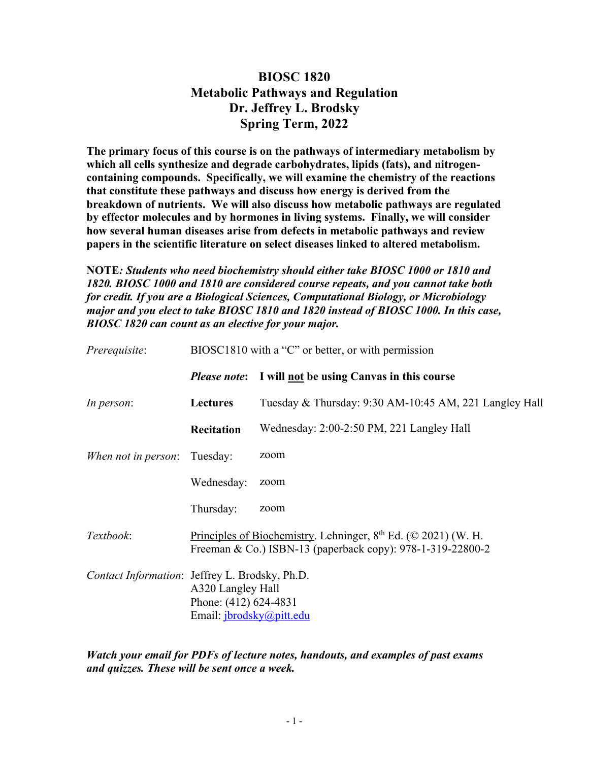# BIOSC 1820
# Metabolic Pathways and Regulation
# Dr. Jeffrey L. Brodsky
# Spring Term, 2022

**The primary focus of this course is on the pathways of intermediary metabolism by which all cells synthesize and degrade carbohydrates, lipids (fats), and nitrogen-containing compounds. Specifically, we will examine the chemistry of the reactions that constitute these pathways and discuss how energy is derived from the breakdown of nutrients. We will also discuss how metabolic pathways are regulated by effector molecules and by hormones in living systems. Finally, we will consider how several human diseases arise from defects in metabolic pathways and review papers in the scientific literature on select diseases linked to altered metabolism.**

**NOTE***: **Students who need biochemistry should either take BIOSC 1000 or 1810 and 1820. BIOSC 1000 and 1810 are considered course repeats, and you cannot take both for credit. If you are a Biological Sciences, Computational Biology, or Microbiology major and you elect to take BIOSC 1810 and 1820 instead of BIOSC 1000. In this case, BIOSC 1820 can count as an elective for your major.***

| | | |
|---|---|---|
| *Prerequisite*: | BIOSC1810 with a "C" or better, or with permission | |
| | ***Please note***: | **I will not be using Canvas in this course** |
| *In person*: | **Lectures** | Tuesday & Thursday: 9:30 AM-10:45 AM, 221 Langley Hall |
| | **Recitation** | Wednesday: 2:00-2:50 PM, 221 Langley Hall |
| *When not in person*: | Tuesday: | zoom |
| | Wednesday: | zoom |
| | Thursday: | zoom |
| *Textbook*: | Principles of Biochemistry. Lehninger, 8th Ed. (© 2021) (W. H. Freeman & Co.) ISBN-13 (paperback copy): 978-1-319-22800-2 | |
| *Contact Information*: | Jeffrey L. Brodsky, Ph.D.<br>A320 Langley Hall<br>Phone: (412) 624-4831<br>Email: jbrodsky@pitt.edu | |

***Watch your email for PDFs of lecture notes, handouts, and examples of past exams and quizzes. These will be sent once a week.***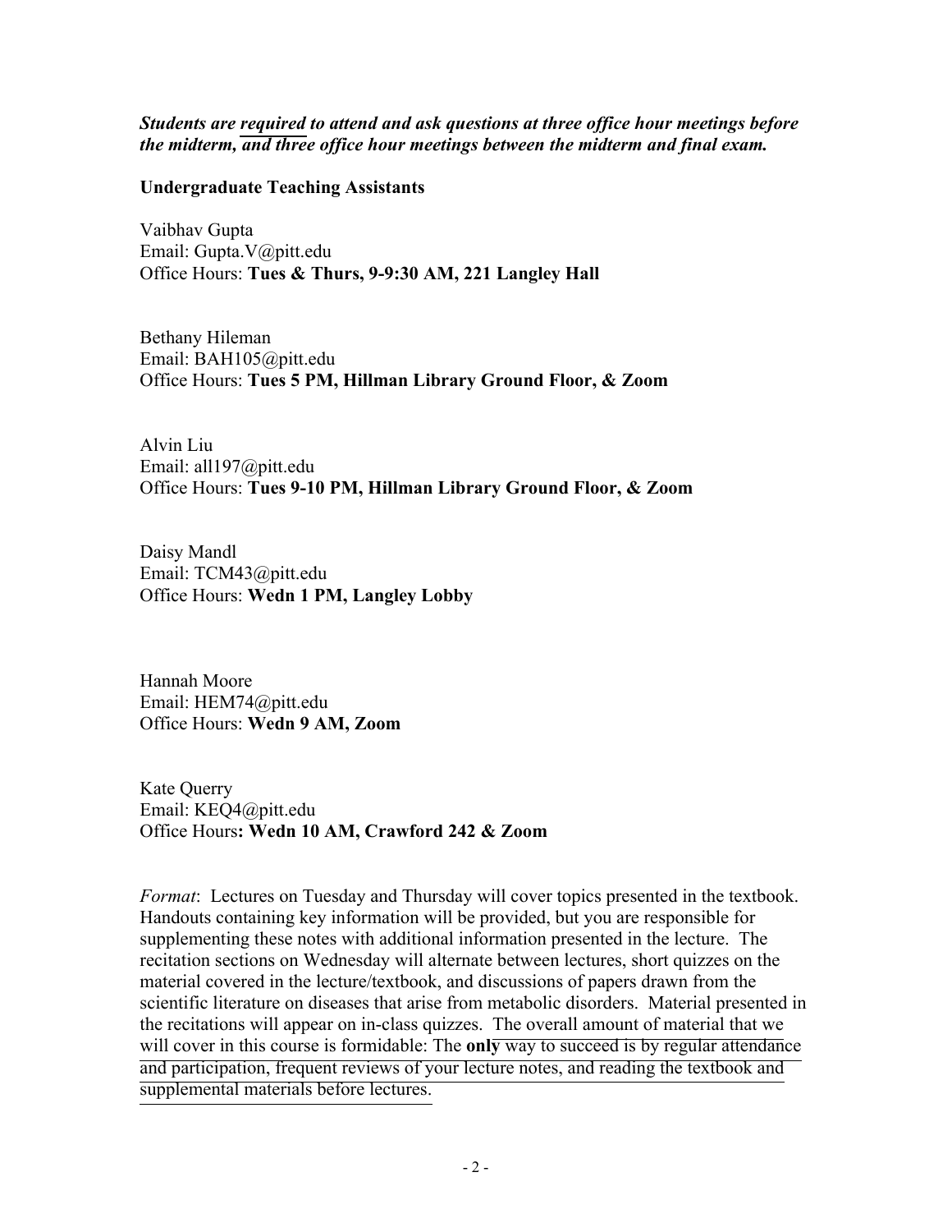***Students are <u>required</u> to attend and ask questions at three office hour meetings before the midterm, and three office hour meetings between the midterm and final exam.***

**Undergraduate Teaching Assistants**

Vaibhav Gupta
Email: Gupta.V@pitt.edu
Office Hours: **Tues & Thurs, 9-9:30 AM, 221 Langley Hall**

Bethany Hileman
Email: BAH105@pitt.edu
Office Hours: **Tues 5 PM, Hillman Library Ground Floor, & Zoom**

Alvin Liu
Email: all197@pitt.edu
Office Hours: **Tues 9-10 PM, Hillman Library Ground Floor, & Zoom**

Daisy Mandl
Email: TCM43@pitt.edu
Office Hours: **Wedn 1 PM, Langley Lobby**

Hannah Moore
Email: HEM74@pitt.edu
Office Hours: **Wedn 9 AM, Zoom**

Kate Querry
Email: KEQ4@pitt.edu
Office Hours**: Wedn 10 AM, Crawford 242 & Zoom**

*Format*: Lectures on Tuesday and Thursday will cover topics presented in the textbook. Handouts containing key information will be provided, but you are responsible for supplementing these notes with additional information presented in the lecture. The recitation sections on Wednesday will alternate between lectures, short quizzes on the material covered in the lecture/textbook, and discussions of papers drawn from the scientific literature on diseases that arise from metabolic disorders. Material presented in the recitations will appear on in-class quizzes. The overall amount of material that we will cover in this course is formidable: The <u>**only** way to succeed is by regular attendance and participation, frequent reviews of your lecture notes, and reading the textbook and supplemental materials before lectures.</u>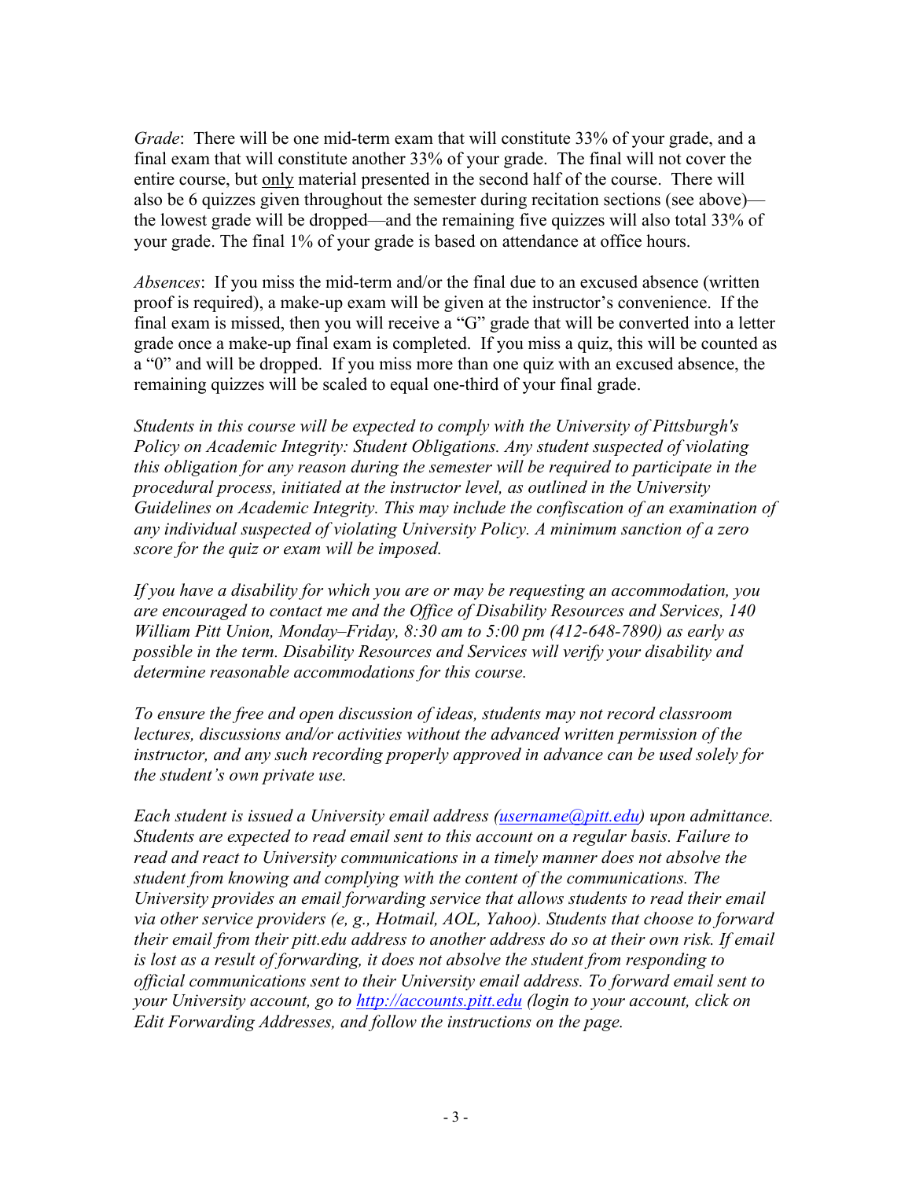*Grade*: There will be one mid-term exam that will constitute 33% of your grade, and a final exam that will constitute another 33% of your grade. The final will not cover the entire course, but <u>only</u> material presented in the second half of the course. There will also be 6 quizzes given throughout the semester during recitation sections (see above)—the lowest grade will be dropped—and the remaining five quizzes will also total 33% of your grade. The final 1% of your grade is based on attendance at office hours.

*Absences*: If you miss the mid-term and/or the final due to an excused absence (written proof is required), a make-up exam will be given at the instructor's convenience. If the final exam is missed, then you will receive a "G" grade that will be converted into a letter grade once a make-up final exam is completed. If you miss a quiz, this will be counted as a "0" and will be dropped. If you miss more than one quiz with an excused absence, the remaining quizzes will be scaled to equal one-third of your final grade.

*Students in this course will be expected to comply with the University of Pittsburgh's Policy on Academic Integrity: Student Obligations. Any student suspected of violating this obligation for any reason during the semester will be required to participate in the procedural process, initiated at the instructor level, as outlined in the University Guidelines on Academic Integrity. This may include the confiscation of an examination of any individual suspected of violating University Policy. A minimum sanction of a zero score for the quiz or exam will be imposed.*

*If you have a disability for which you are or may be requesting an accommodation, you are encouraged to contact me and the Office of Disability Resources and Services, 140 William Pitt Union, Monday–Friday, 8:30 am to 5:00 pm (412-648-7890) as early as possible in the term. Disability Resources and Services will verify your disability and determine reasonable accommodations for this course.*

*To ensure the free and open discussion of ideas, students may not record classroom lectures, discussions and/or activities without the advanced written permission of the instructor, and any such recording properly approved in advance can be used solely for the student's own private use.*

*Each student is issued a University email address ([username@pitt.edu](mailto:username@pitt.edu)) upon admittance. Students are expected to read email sent to this account on a regular basis. Failure to read and react to University communications in a timely manner does not absolve the student from knowing and complying with the content of the communications. The University provides an email forwarding service that allows students to read their email via other service providers (e, g., Hotmail, AOL, Yahoo). Students that choose to forward their email from their pitt.edu address to another address do so at their own risk. If email is lost as a result of forwarding, it does not absolve the student from responding to official communications sent to their University email address. To forward email sent to your University account, go to [http://accounts.pitt.edu](http://accounts.pitt.edu) (login to your account, click on Edit Forwarding Addresses, and follow the instructions on the page.*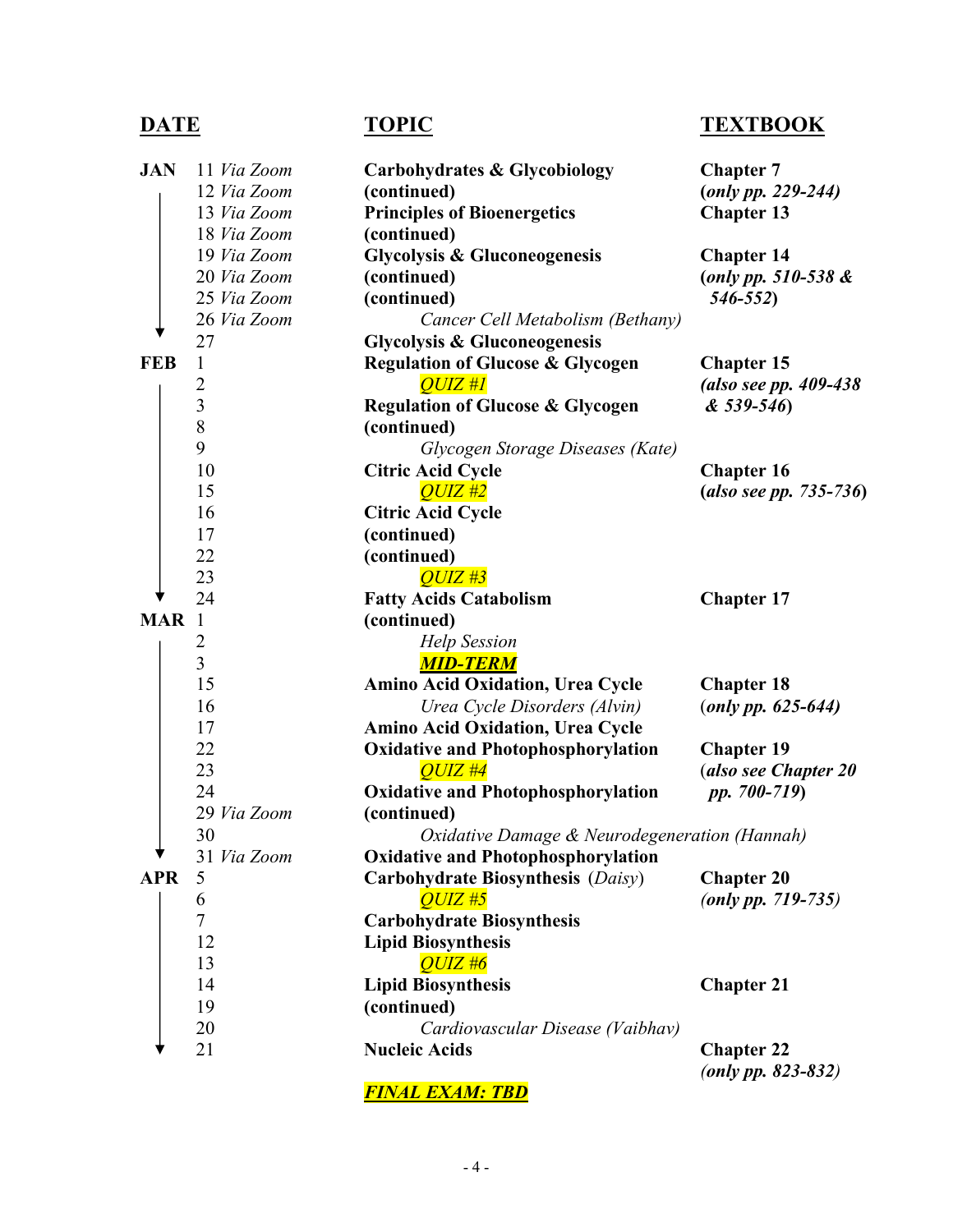| DATE | | TOPIC | TEXTBOOK |
|---|---|---|---|
| **JAN** | 11 *Via Zoom* | **Carbohydrates & Glycobiology** | **Chapter 7** |
| | 12 *Via Zoom* | **(continued)** | **(*only pp. 229-244)*** |
| | 13 *Via Zoom* | **Principles of Bioenergetics** | **Chapter 13** |
| | 18 *Via Zoom* | **(continued)** | |
| | 19 *Via Zoom* | **Glycolysis & Gluconeogenesis** | **Chapter 14** |
| | 20 *Via Zoom* | **(continued)** | **(*only pp. 510-538 &*** |
| | 25 *Via Zoom* | **(continued)** | ***546-552*)** |
| | 26 *Via Zoom* | *Cancer Cell Metabolism (Bethany)* | |
| | 27 | **Glycolysis & Gluconeogenesis** | |
| **FEB** | 1 | **Regulation of Glucose & Glycogen** | **Chapter 15** |
| | 2 | *QUIZ #1* | ***(also see pp. 409-438*** |
| | 3 | **Regulation of Glucose & Glycogen** | ***& 539-546*)** |
| | 8 | **(continued)** | |
| | 9 | *Glycogen Storage Diseases (Kate)* | |
| | 10 | **Citric Acid Cycle** | **Chapter 16** |
| | 15 | *QUIZ #2* | **(*also see pp. 735-736*)** |
| | 16 | **Citric Acid Cycle** | |
| | 17 | **(continued)** | |
| | 22 | **(continued)** | |
| | 23 | *QUIZ #3* | |
| | 24 | **Fatty Acids Catabolism** | **Chapter 17** |
| **MAR** | 1 | **(continued)** | |
| | 2 | *Help Session* | |
| | 3 | ***MID-TERM*** | |
| | 15 | **Amino Acid Oxidation, Urea Cycle** | **Chapter 18** |
| | 16 | *Urea Cycle Disorders (Alvin)* | **(*only pp. 625-644)*** |
| | 17 | **Amino Acid Oxidation, Urea Cycle** | |
| | 22 | **Oxidative and Photophosphorylation** | **Chapter 19** |
| | 23 | *QUIZ #4* | **(*also see Chapter 20*** |
| | 24 | **Oxidative and Photophosphorylation** | ***pp. 700-719*)** |
| | 29 *Via Zoom* | **(continued)** | |
| | 30 | *Oxidative Damage & Neurodegeneration (Hannah)* | |
| | 31 *Via Zoom* | **Oxidative and Photophosphorylation** | |
| **APR** | 5 | **Carbohydrate Biosynthesis** (*Daisy*) | **Chapter 20** |
| | 6 | *QUIZ #5* | ***(only pp. 719-735)*** |
| | 7 | **Carbohydrate Biosynthesis** | |
| | 12 | **Lipid Biosynthesis** | |
| | 13 | *QUIZ #6* | |
| | 14 | **Lipid Biosynthesis** | **Chapter 21** |
| | 19 | **(continued)** | |
| | 20 | *Cardiovascular Disease (Vaibhav)* | |
| | 21 | **Nucleic Acids** | **Chapter 22** |
| | | | ***(only pp. 823-832)*** |

***FINAL EXAM: TBD***